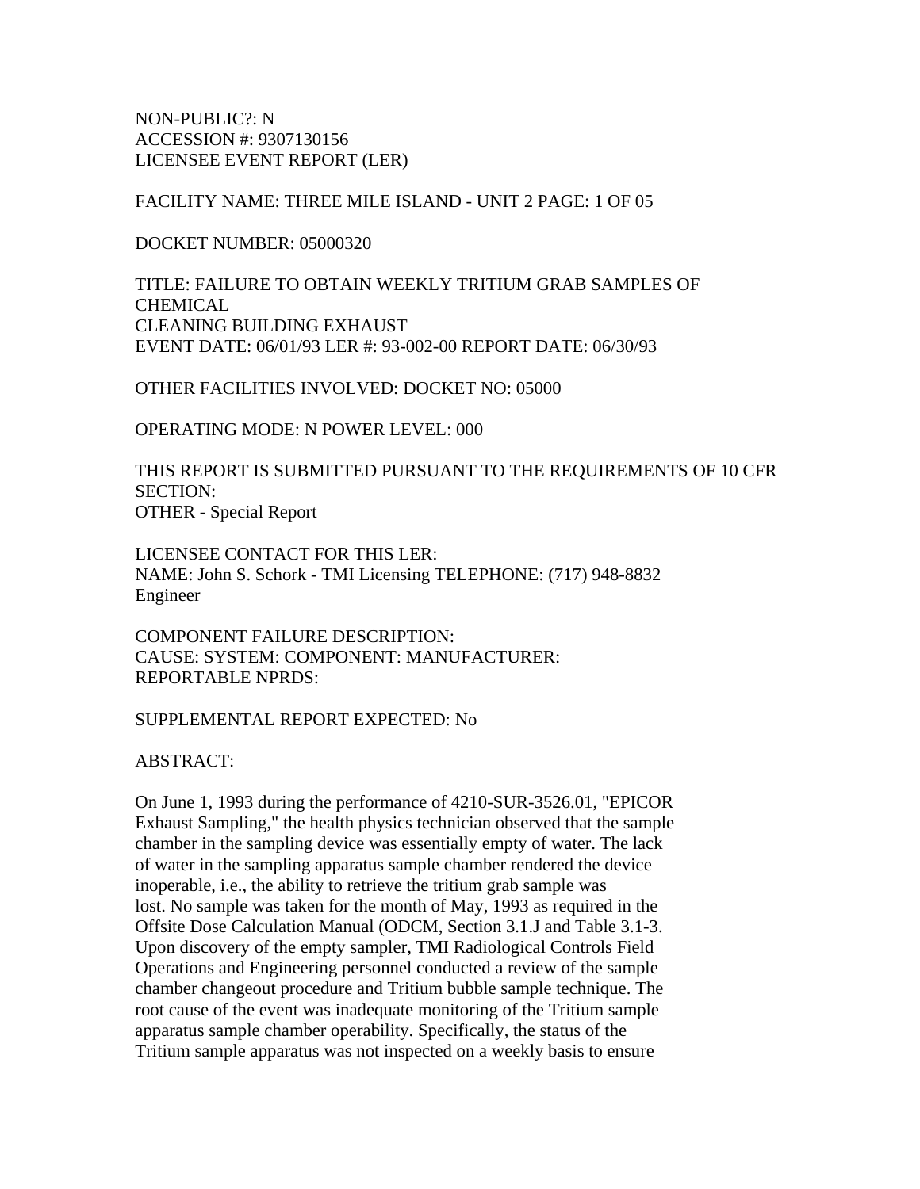NON-PUBLIC?: N
ACCESSION #: 9307130156
LICENSEE EVENT REPORT (LER)

FACILITY NAME: THREE MILE ISLAND - UNIT 2 PAGE: 1 OF 05

DOCKET NUMBER: 05000320

TITLE: FAILURE TO OBTAIN WEEKLY TRITIUM GRAB SAMPLES OF CHEMICAL
CLEANING BUILDING EXHAUST
EVENT DATE: 06/01/93 LER #: 93-002-00 REPORT DATE: 06/30/93

OTHER FACILITIES INVOLVED: DOCKET NO: 05000

OPERATING MODE: N POWER LEVEL: 000

THIS REPORT IS SUBMITTED PURSUANT TO THE REQUIREMENTS OF 10 CFR SECTION:
OTHER - Special Report

LICENSEE CONTACT FOR THIS LER:
NAME: John S. Schork - TMI Licensing Engineer TELEPHONE: (717) 948-8832

COMPONENT FAILURE DESCRIPTION:
CAUSE: SYSTEM: COMPONENT: MANUFACTURER:
REPORTABLE NPRDS:

SUPPLEMENTAL REPORT EXPECTED: No

ABSTRACT:

On June 1, 1993 during the performance of 4210-SUR-3526.01, "EPICOR Exhaust Sampling," the health physics technician observed that the sample chamber in the sampling device was essentially empty of water. The lack of water in the sampling apparatus sample chamber rendered the device inoperable, i.e., the ability to retrieve the tritium grab sample was lost. No sample was taken for the month of May, 1993 as required in the Offsite Dose Calculation Manual (ODCM, Section 3.1.J and Table 3.1-3. Upon discovery of the empty sampler, TMI Radiological Controls Field Operations and Engineering personnel conducted a review of the sample chamber changeout procedure and Tritium bubble sample technique. The root cause of the event was inadequate monitoring of the Tritium sample apparatus sample chamber operability. Specifically, the status of the Tritium sample apparatus was not inspected on a weekly basis to ensure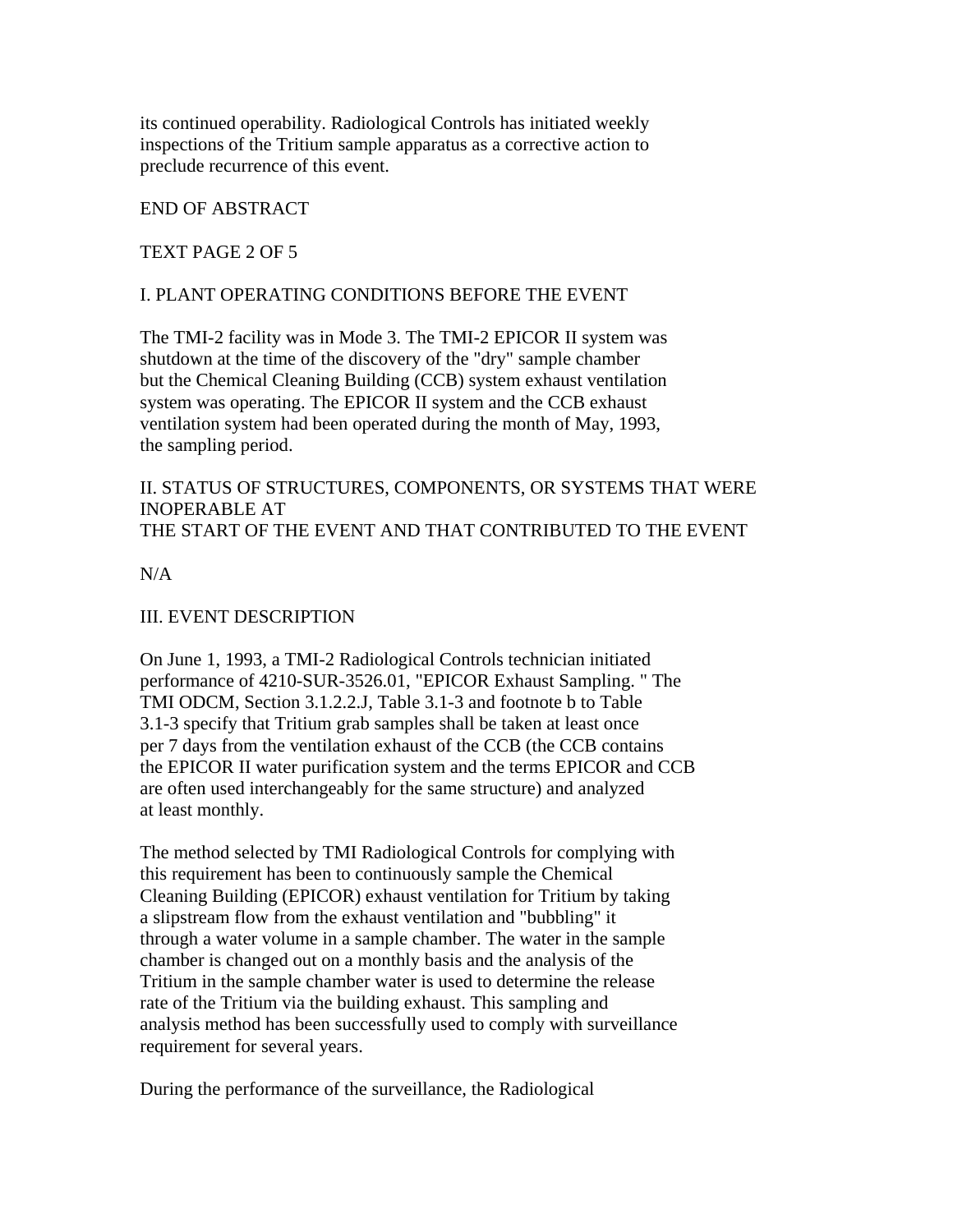its continued operability. Radiological Controls has initiated weekly inspections of the Tritium sample apparatus as a corrective action to preclude recurrence of this event.

END OF ABSTRACT

TEXT PAGE 2 OF 5

## I. PLANT OPERATING CONDITIONS BEFORE THE EVENT

The TMI-2 facility was in Mode 3. The TMI-2 EPICOR II system was shutdown at the time of the discovery of the "dry" sample chamber but the Chemical Cleaning Building (CCB) system exhaust ventilation system was operating. The EPICOR II system and the CCB exhaust ventilation system had been operated during the month of May, 1993, the sampling period.

## II. STATUS OF STRUCTURES, COMPONENTS, OR SYSTEMS THAT WERE INOPERABLE AT THE START OF THE EVENT AND THAT CONTRIBUTED TO THE EVENT

N/A

## III. EVENT DESCRIPTION

On June 1, 1993, a TMI-2 Radiological Controls technician initiated performance of 4210-SUR-3526.01, "EPICOR Exhaust Sampling. " The TMI ODCM, Section 3.1.2.2.2.J, Table 3.1-3 and footnote b to Table 3.1-3 specify that Tritium grab samples shall be taken at least once per 7 days from the ventilation exhaust of the CCB (the CCB contains the EPICOR II water purification system and the terms EPICOR and CCB are often used interchangeably for the same structure) and analyzed at least monthly.

The method selected by TMI Radiological Controls for complying with this requirement has been to continuously sample the Chemical Cleaning Building (EPICOR) exhaust ventilation for Tritium by taking a slipstream flow from the exhaust ventilation and "bubbling" it through a water volume in a sample chamber. The water in the sample chamber is changed out on a monthly basis and the analysis of the Tritium in the sample chamber water is used to determine the release rate of the Tritium via the building exhaust. This sampling and analysis method has been successfully used to comply with surveillance requirement for several years.

During the performance of the surveillance, the Radiological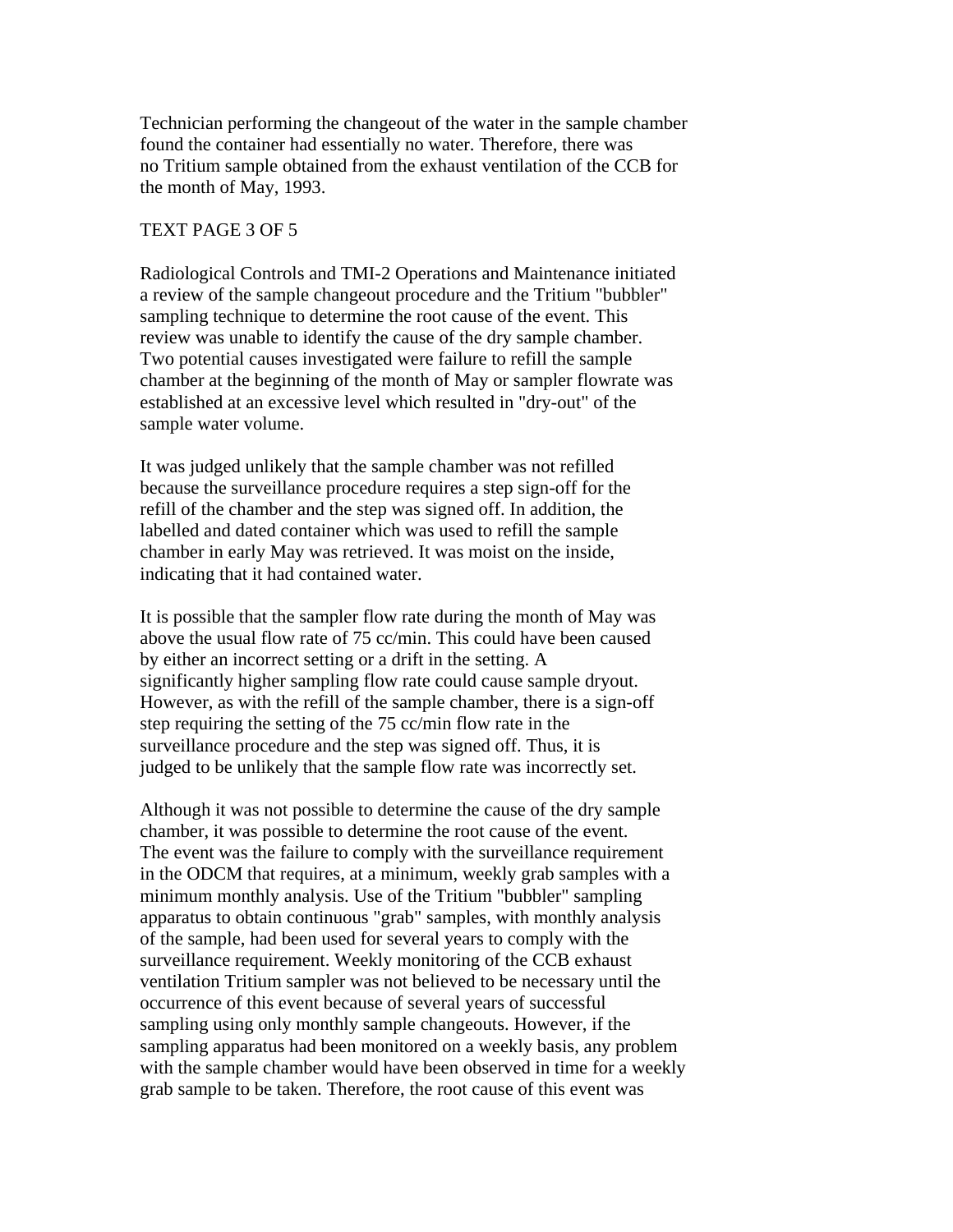Technician performing the changeout of the water in the sample chamber found the container had essentially no water. Therefore, there was no Tritium sample obtained from the exhaust ventilation of the CCB for the month of May, 1993.

TEXT PAGE 3 OF 5

Radiological Controls and TMI-2 Operations and Maintenance initiated a review of the sample changeout procedure and the Tritium "bubbler" sampling technique to determine the root cause of the event. This review was unable to identify the cause of the dry sample chamber. Two potential causes investigated were failure to refill the sample chamber at the beginning of the month of May or sampler flowrate was established at an excessive level which resulted in "dry-out" of the sample water volume.

It was judged unlikely that the sample chamber was not refilled because the surveillance procedure requires a step sign-off for the refill of the chamber and the step was signed off. In addition, the labelled and dated container which was used to refill the sample chamber in early May was retrieved. It was moist on the inside, indicating that it had contained water.

It is possible that the sampler flow rate during the month of May was above the usual flow rate of 75 cc/min. This could have been caused by either an incorrect setting or a drift in the setting. A significantly higher sampling flow rate could cause sample dryout. However, as with the refill of the sample chamber, there is a sign-off step requiring the setting of the 75 cc/min flow rate in the surveillance procedure and the step was signed off. Thus, it is judged to be unlikely that the sample flow rate was incorrectly set.

Although it was not possible to determine the cause of the dry sample chamber, it was possible to determine the root cause of the event. The event was the failure to comply with the surveillance requirement in the ODCM that requires, at a minimum, weekly grab samples with a minimum monthly analysis. Use of the Tritium "bubbler" sampling apparatus to obtain continuous "grab" samples, with monthly analysis of the sample, had been used for several years to comply with the surveillance requirement. Weekly monitoring of the CCB exhaust ventilation Tritium sampler was not believed to be necessary until the occurrence of this event because of several years of successful sampling using only monthly sample changeouts. However, if the sampling apparatus had been monitored on a weekly basis, any problem with the sample chamber would have been observed in time for a weekly grab sample to be taken. Therefore, the root cause of this event was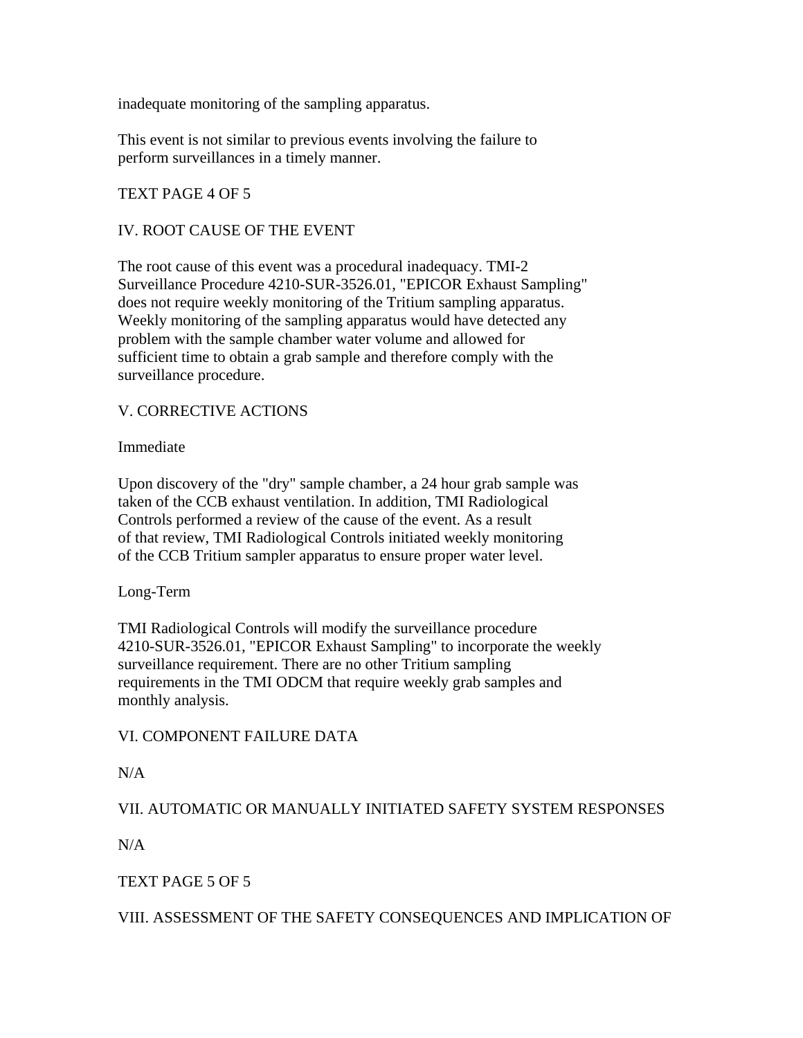inadequate monitoring of the sampling apparatus.

This event is not similar to previous events involving the failure to perform surveillances in a timely manner.

## IV. ROOT CAUSE OF THE EVENT

The root cause of this event was a procedural inadequacy. TMI-2 Surveillance Procedure 4210-SUR-3526.01, "EPICOR Exhaust Sampling" does not require weekly monitoring of the Tritium sampling apparatus. Weekly monitoring of the sampling apparatus would have detected any problem with the sample chamber water volume and allowed for sufficient time to obtain a grab sample and therefore comply with the surveillance procedure.

## V. CORRECTIVE ACTIONS

### Immediate

Upon discovery of the "dry" sample chamber, a 24 hour grab sample was taken of the CCB exhaust ventilation. In addition, TMI Radiological Controls performed a review of the cause of the event. As a result of that review, TMI Radiological Controls initiated weekly monitoring of the CCB Tritium sampler apparatus to ensure proper water level.

### Long-Term

TMI Radiological Controls will modify the surveillance procedure 4210-SUR-3526.01, "EPICOR Exhaust Sampling" to incorporate the weekly surveillance requirement. There are no other Tritium sampling requirements in the TMI ODCM that require weekly grab samples and monthly analysis.

## VI. COMPONENT FAILURE DATA

N/A

## VII. AUTOMATIC OR MANUALLY INITIATED SAFETY SYSTEM RESPONSES

N/A

## VIII. ASSESSMENT OF THE SAFETY CONSEQUENCES AND IMPLICATION OF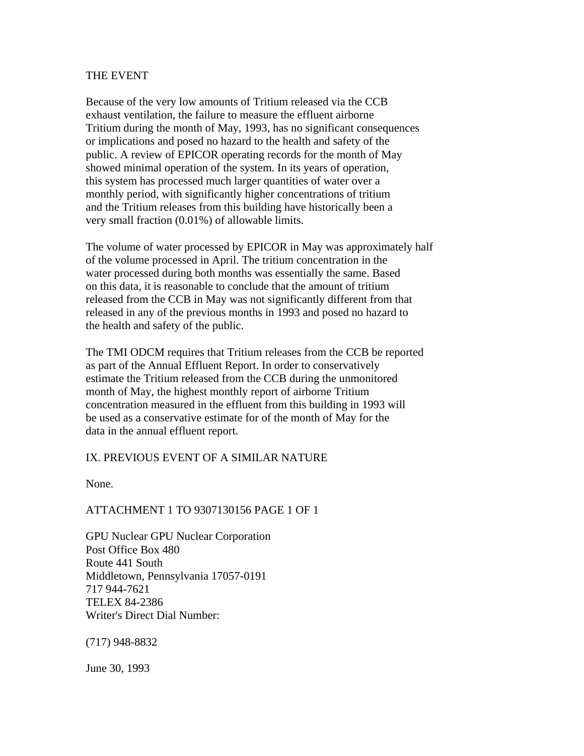THE EVENT

Because of the very low amounts of Tritium released via the CCB exhaust ventilation, the failure to measure the effluent airborne Tritium during the month of May, 1993, has no significant consequences or implications and posed no hazard to the health and safety of the public. A review of EPICOR operating records for the month of May showed minimal operation of the system. In its years of operation, this system has processed much larger quantities of water over a monthly period, with significantly higher concentrations of tritium and the Tritium releases from this building have historically been a very small fraction (0.01%) of allowable limits.

The volume of water processed by EPICOR in May was approximately half of the volume processed in April. The tritium concentration in the water processed during both months was essentially the same. Based on this data, it is reasonable to conclude that the amount of tritium released from the CCB in May was not significantly different from that released in any of the previous months in 1993 and posed no hazard to the health and safety of the public.

The TMI ODCM requires that Tritium releases from the CCB be reported as part of the Annual Effluent Report. In order to conservatively estimate the Tritium released from the CCB during the unmonitored month of May, the highest monthly report of airborne Tritium concentration measured in the effluent from this building in 1993 will be used as a conservative estimate for of the month of May for the data in the annual effluent report.

IX. PREVIOUS EVENT OF A SIMILAR NATURE

None.

ATTACHMENT 1 TO 9307130156 PAGE 1 OF 1

GPU Nuclear GPU Nuclear Corporation
Post Office Box 480
Route 441 South
Middletown, Pennsylvania 17057-0191
717 944-7621
TELEX 84-2386
Writer's Direct Dial Number:

(717) 948-8832

June 30, 1993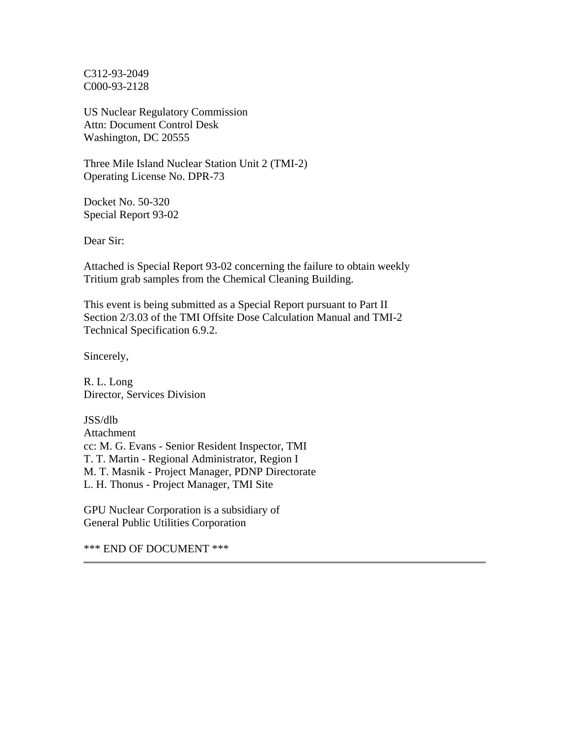C312-93-2049
C000-93-2128

US Nuclear Regulatory Commission
Attn: Document Control Desk
Washington, DC 20555

Three Mile Island Nuclear Station Unit 2 (TMI-2)
Operating License No. DPR-73

Docket No. 50-320
Special Report 93-02

Dear Sir:

Attached is Special Report 93-02 concerning the failure to obtain weekly Tritium grab samples from the Chemical Cleaning Building.

This event is being submitted as a Special Report pursuant to Part II Section 2/3.03 of the TMI Offsite Dose Calculation Manual and TMI-2 Technical Specification 6.9.2.

Sincerely,

R. L. Long
Director, Services Division

JSS/dlb
Attachment
cc: M. G. Evans - Senior Resident Inspector, TMI
T. T. Martin - Regional Administrator, Region I
M. T. Masnik - Project Manager, PDNP Directorate
L. H. Thonus - Project Manager, TMI Site

GPU Nuclear Corporation is a subsidiary of
General Public Utilities Corporation

*** END OF DOCUMENT ***